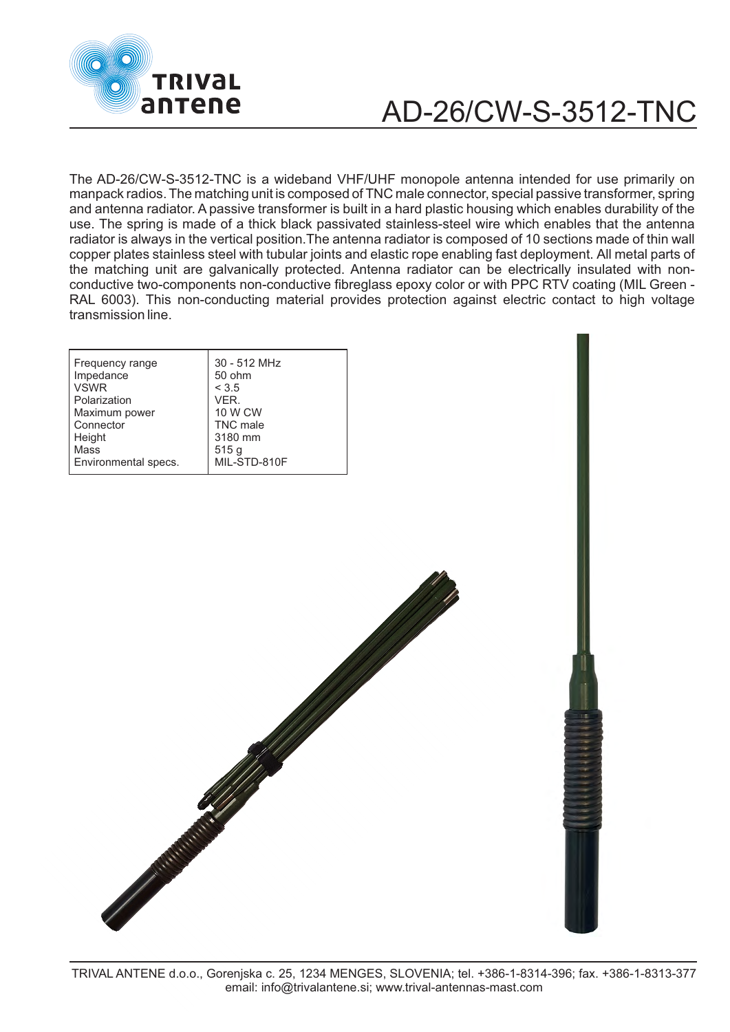# AD-26/CW-S-3512-TNC

The AD-26/CW-S-3512-TNC is a wideband VHF/UHF monopole antenna intended for use primarily on manpack radios. The matching unit is composed of TNC male connector, special passive transformer, spring and antenna radiator. A passive transformer is built in a hard plastic housing which enables durability of the use. The spring is made of a thick black passivated stainless-steel wire which enables that the antenna radiator is always in the vertical position.The antenna radiator is composed of 10 sections made of thin wall copper plates stainless steel with tubular joints and elastic rope enabling fast deployment. All metal parts of the matching unit are galvanically protected. Antenna radiator can be electrically insulated with non-conductive two-components non-conductive fibreglass epoxy color or with PPC RTV coating (MIL Green - RAL 6003). This non-conducting material provides protection against electric contact to high voltage transmission line.

| | |
|---|---|
| Frequency range | 30 - 512 MHz |
| Impedance | 50 ohm |
| VSWR | < 3.5 |
| Polarization | VER. |
| Maximum power | 10 W CW |
| Connector | TNC male |
| Height | 3180 mm |
| Mass | 515 g |
| Environmental specs. | MIL-STD-810F |

TRIVAL ANTENE d.o.o., Gorenjska c. 25, 1234 MENGES, SLOVENIA; tel. +386-1-8314-396; fax. +386-1-8313-377
email: info@trivalantene.si; www.trival-antennas-mast.com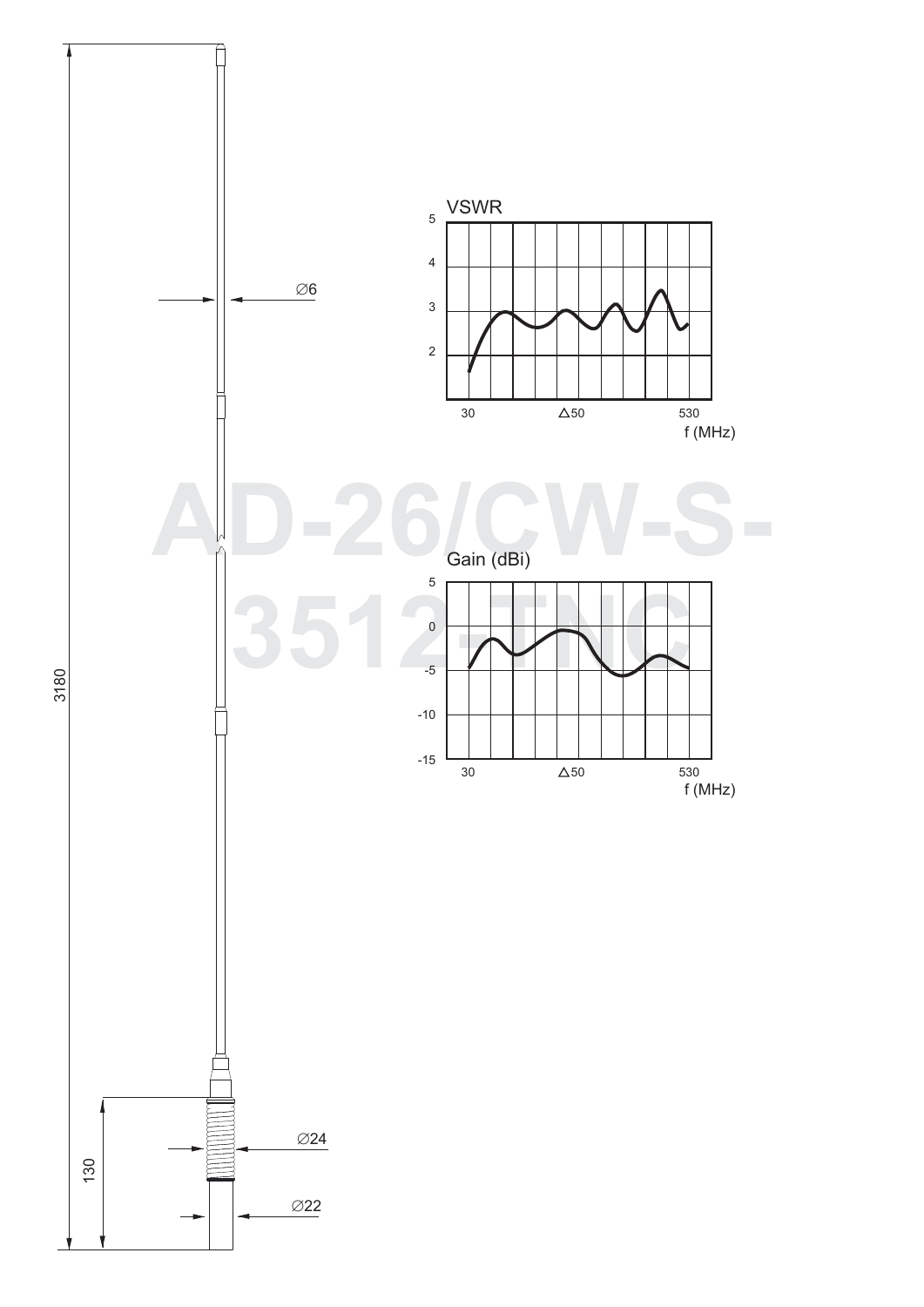AD-26/CW-S-3512-TNC

3180

∅6

130

∅24

∅22

VSWR

5
4
3
2

30
△50
530
f (MHz)

Gain (dBi)

5
0
-5
-10
-15

30
△50
530
f (MHz)